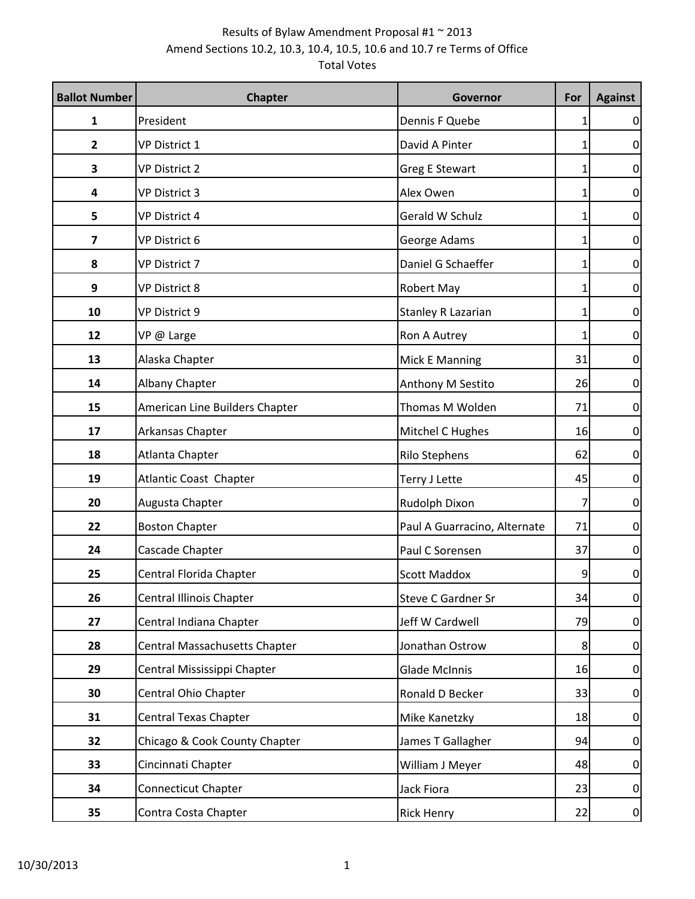Results of Bylaw Amendment Proposal #1 ~ 2013
Amend Sections 10.2, 10.3, 10.4, 10.5, 10.6 and 10.7 re Terms of Office
Total Votes

| Ballot Number | Chapter | Governor | For | Against |
|---|---|---|---|---|
| 1 | President | Dennis F Quebe | 1 | 0 |
| 2 | VP District 1 | David A Pinter | 1 | 0 |
| 3 | VP District 2 | Greg E Stewart | 1 | 0 |
| 4 | VP District 3 | Alex Owen | 1 | 0 |
| 5 | VP District 4 | Gerald W Schulz | 1 | 0 |
| 7 | VP District 6 | George Adams | 1 | 0 |
| 8 | VP District 7 | Daniel G Schaeffer | 1 | 0 |
| 9 | VP District 8 | Robert May | 1 | 0 |
| 10 | VP District 9 | Stanley R Lazarian | 1 | 0 |
| 12 | VP @ Large | Ron A Autrey | 1 | 0 |
| 13 | Alaska Chapter | Mick E Manning | 31 | 0 |
| 14 | Albany Chapter | Anthony M Sestito | 26 | 0 |
| 15 | American Line Builders Chapter | Thomas M Wolden | 71 | 0 |
| 17 | Arkansas Chapter | Mitchel C Hughes | 16 | 0 |
| 18 | Atlanta Chapter | Rilo Stephens | 62 | 0 |
| 19 | Atlantic Coast Chapter | Terry J Lette | 45 | 0 |
| 20 | Augusta Chapter | Rudolph Dixon | 7 | 0 |
| 22 | Boston Chapter | Paul A Guarracino, Alternate | 71 | 0 |
| 24 | Cascade Chapter | Paul C Sorensen | 37 | 0 |
| 25 | Central Florida Chapter | Scott Maddox | 9 | 0 |
| 26 | Central Illinois Chapter | Steve C Gardner Sr | 34 | 0 |
| 27 | Central Indiana Chapter | Jeff W Cardwell | 79 | 0 |
| 28 | Central Massachusetts Chapter | Jonathan Ostrow | 8 | 0 |
| 29 | Central Mississippi Chapter | Glade McInnis | 16 | 0 |
| 30 | Central Ohio Chapter | Ronald D Becker | 33 | 0 |
| 31 | Central Texas Chapter | Mike Kanetzky | 18 | 0 |
| 32 | Chicago & Cook County Chapter | James T Gallagher | 94 | 0 |
| 33 | Cincinnati Chapter | William J Meyer | 48 | 0 |
| 34 | Connecticut Chapter | Jack Fiora | 23 | 0 |
| 35 | Contra Costa Chapter | Rick Henry | 22 | 0 |

10/30/2013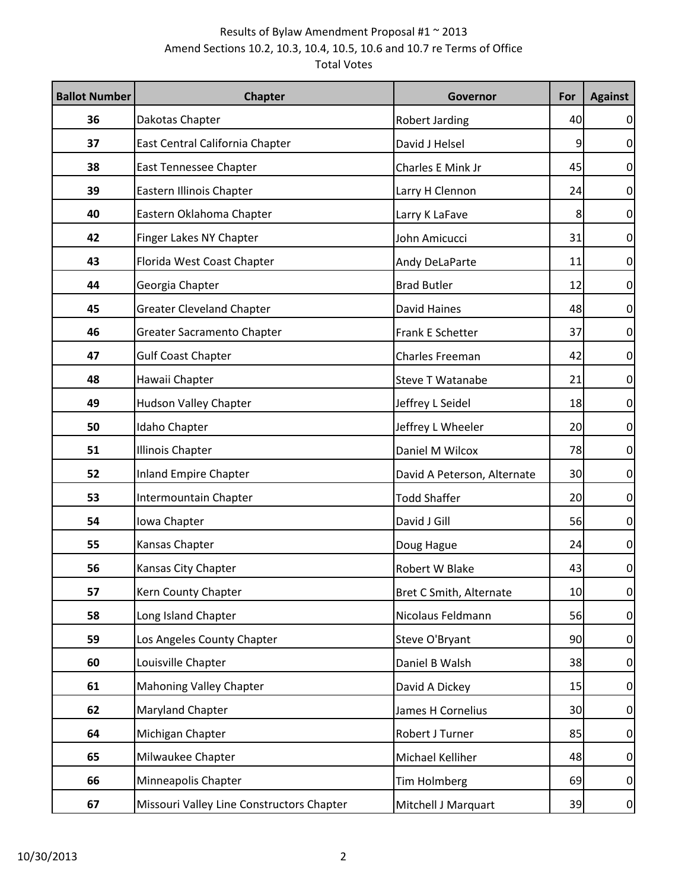Results of Bylaw Amendment Proposal #1 ~ 2013
Amend Sections 10.2, 10.3, 10.4, 10.5, 10.6 and 10.7 re Terms of Office
Total Votes

| Ballot Number | Chapter | Governor | For | Against |
|---|---|---|---|---|
| 36 | Dakotas Chapter | Robert Jarding | 40 | 0 |
| 37 | East Central California Chapter | David J Helsel | 9 | 0 |
| 38 | East Tennessee Chapter | Charles E Mink Jr | 45 | 0 |
| 39 | Eastern Illinois Chapter | Larry H Clennon | 24 | 0 |
| 40 | Eastern Oklahoma Chapter | Larry K LaFave | 8 | 0 |
| 42 | Finger Lakes NY Chapter | John Amicucci | 31 | 0 |
| 43 | Florida West Coast Chapter | Andy DeLaParte | 11 | 0 |
| 44 | Georgia Chapter | Brad Butler | 12 | 0 |
| 45 | Greater Cleveland Chapter | David Haines | 48 | 0 |
| 46 | Greater Sacramento Chapter | Frank E Schetter | 37 | 0 |
| 47 | Gulf Coast Chapter | Charles Freeman | 42 | 0 |
| 48 | Hawaii Chapter | Steve T Watanabe | 21 | 0 |
| 49 | Hudson Valley Chapter | Jeffrey L Seidel | 18 | 0 |
| 50 | Idaho Chapter | Jeffrey L Wheeler | 20 | 0 |
| 51 | Illinois Chapter | Daniel M Wilcox | 78 | 0 |
| 52 | Inland Empire Chapter | David A Peterson, Alternate | 30 | 0 |
| 53 | Intermountain Chapter | Todd Shaffer | 20 | 0 |
| 54 | Iowa Chapter | David J Gill | 56 | 0 |
| 55 | Kansas Chapter | Doug Hague | 24 | 0 |
| 56 | Kansas City Chapter | Robert W Blake | 43 | 0 |
| 57 | Kern County Chapter | Bret C Smith, Alternate | 10 | 0 |
| 58 | Long Island Chapter | Nicolaus Feldmann | 56 | 0 |
| 59 | Los Angeles County Chapter | Steve O'Bryant | 90 | 0 |
| 60 | Louisville Chapter | Daniel B Walsh | 38 | 0 |
| 61 | Mahoning Valley Chapter | David A Dickey | 15 | 0 |
| 62 | Maryland Chapter | James H Cornelius | 30 | 0 |
| 64 | Michigan Chapter | Robert J Turner | 85 | 0 |
| 65 | Milwaukee Chapter | Michael Kelliher | 48 | 0 |
| 66 | Minneapolis Chapter | Tim Holmberg | 69 | 0 |
| 67 | Missouri Valley Line Constructors Chapter | Mitchell J Marquart | 39 | 0 |

10/30/2013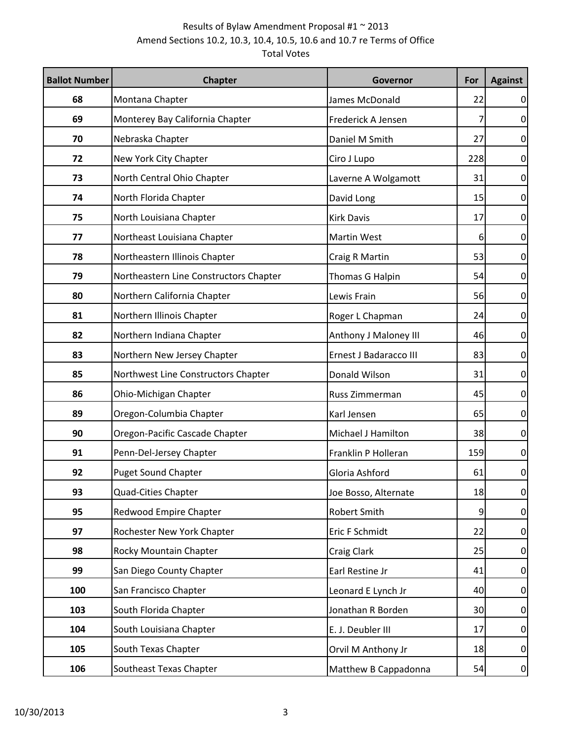Results of Bylaw Amendment Proposal #1 ~ 2013
Amend Sections 10.2, 10.3, 10.4, 10.5, 10.6 and 10.7 re Terms of Office
Total Votes

| Ballot Number | Chapter | Governor | For | Against |
|---|---|---|---|---|
| 68 | Montana Chapter | James McDonald | 22 | 0 |
| 69 | Monterey Bay California Chapter | Frederick A Jensen | 7 | 0 |
| 70 | Nebraska Chapter | Daniel M Smith | 27 | 0 |
| 72 | New York City Chapter | Ciro J Lupo | 228 | 0 |
| 73 | North Central Ohio Chapter | Laverne A Wolgamott | 31 | 0 |
| 74 | North Florida Chapter | David Long | 15 | 0 |
| 75 | North Louisiana Chapter | Kirk Davis | 17 | 0 |
| 77 | Northeast Louisiana Chapter | Martin West | 6 | 0 |
| 78 | Northeastern Illinois Chapter | Craig R Martin | 53 | 0 |
| 79 | Northeastern Line Constructors Chapter | Thomas G Halpin | 54 | 0 |
| 80 | Northern California Chapter | Lewis Frain | 56 | 0 |
| 81 | Northern Illinois Chapter | Roger L Chapman | 24 | 0 |
| 82 | Northern Indiana Chapter | Anthony J Maloney III | 46 | 0 |
| 83 | Northern New Jersey Chapter | Ernest J Badaracco III | 83 | 0 |
| 85 | Northwest Line Constructors Chapter | Donald Wilson | 31 | 0 |
| 86 | Ohio-Michigan Chapter | Russ Zimmerman | 45 | 0 |
| 89 | Oregon-Columbia Chapter | Karl Jensen | 65 | 0 |
| 90 | Oregon-Pacific Cascade Chapter | Michael J Hamilton | 38 | 0 |
| 91 | Penn-Del-Jersey Chapter | Franklin P Holleran | 159 | 0 |
| 92 | Puget Sound Chapter | Gloria Ashford | 61 | 0 |
| 93 | Quad-Cities Chapter | Joe Bosso, Alternate | 18 | 0 |
| 95 | Redwood Empire Chapter | Robert Smith | 9 | 0 |
| 97 | Rochester New York Chapter | Eric F Schmidt | 22 | 0 |
| 98 | Rocky Mountain Chapter | Craig Clark | 25 | 0 |
| 99 | San Diego County Chapter | Earl Restine Jr | 41 | 0 |
| 100 | San Francisco Chapter | Leonard E Lynch Jr | 40 | 0 |
| 103 | South Florida Chapter | Jonathan R Borden | 30 | 0 |
| 104 | South Louisiana Chapter | E. J. Deubler III | 17 | 0 |
| 105 | South Texas Chapter | Orvil M Anthony Jr | 18 | 0 |
| 106 | Southeast Texas Chapter | Matthew B Cappadonna | 54 | 0 |

10/30/2013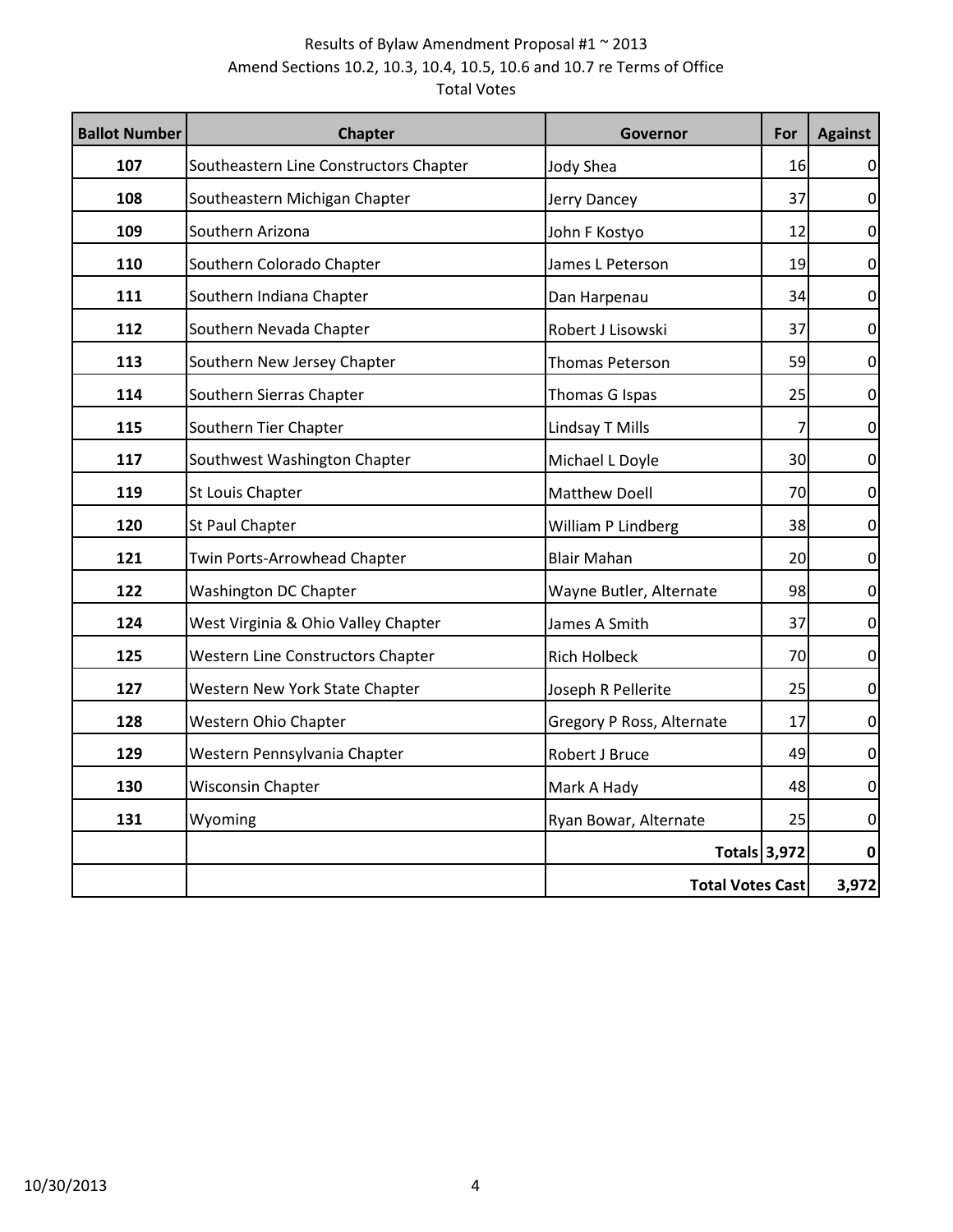Results of Bylaw Amendment Proposal #1 ~ 2013
Amend Sections 10.2, 10.3, 10.4, 10.5, 10.6 and 10.7 re Terms of Office
Total Votes

| Ballot Number | Chapter | Governor | For | Against |
|---|---|---|---|---|
| 107 | Southeastern Line Constructors Chapter | Jody Shea | 16 | 0 |
| 108 | Southeastern Michigan Chapter | Jerry Dancey | 37 | 0 |
| 109 | Southern Arizona | John F Kostyo | 12 | 0 |
| 110 | Southern Colorado Chapter | James L Peterson | 19 | 0 |
| 111 | Southern Indiana Chapter | Dan Harpenau | 34 | 0 |
| 112 | Southern Nevada Chapter | Robert J Lisowski | 37 | 0 |
| 113 | Southern New Jersey Chapter | Thomas Peterson | 59 | 0 |
| 114 | Southern Sierras Chapter | Thomas G Ispas | 25 | 0 |
| 115 | Southern Tier Chapter | Lindsay T Mills | 7 | 0 |
| 117 | Southwest Washington Chapter | Michael L Doyle | 30 | 0 |
| 119 | St Louis Chapter | Matthew Doell | 70 | 0 |
| 120 | St Paul Chapter | William P Lindberg | 38 | 0 |
| 121 | Twin Ports-Arrowhead Chapter | Blair Mahan | 20 | 0 |
| 122 | Washington DC Chapter | Wayne Butler, Alternate | 98 | 0 |
| 124 | West Virginia & Ohio Valley Chapter | James A Smith | 37 | 0 |
| 125 | Western Line Constructors Chapter | Rich Holbeck | 70 | 0 |
| 127 | Western New York State Chapter | Joseph R Pellerite | 25 | 0 |
| 128 | Western Ohio Chapter | Gregory P Ross, Alternate | 17 | 0 |
| 129 | Western Pennsylvania Chapter | Robert J Bruce | 49 | 0 |
| 130 | Wisconsin Chapter | Mark A Hady | 48 | 0 |
| 131 | Wyoming | Ryan Bowar, Alternate | 25 | 0 |
| | | **Totals** | **3,972** | **0** |
| | | **Total Votes Cast** | | **3,972** |

10/30/2013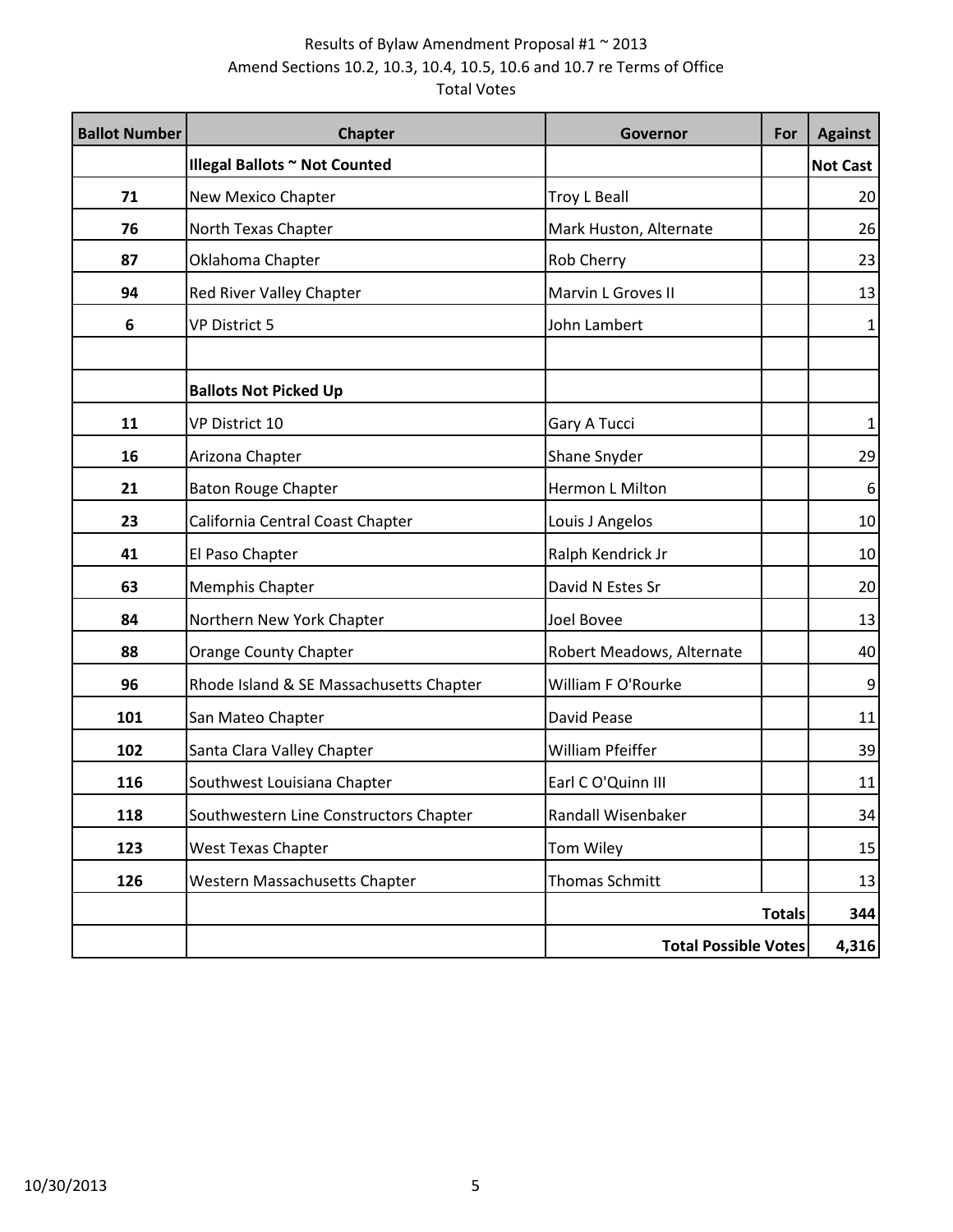Results of Bylaw Amendment Proposal #1 ~ 2013

Amend Sections 10.2, 10.3, 10.4, 10.5, 10.6 and 10.7 re Terms of Office

Total Votes

| Ballot Number | Chapter | Governor | For | Against |
|---|---|---|---|---|
| | **Illegal Ballots ~ Not Counted** | | | **Not Cast** |
| 71 | New Mexico Chapter | Troy L Beall | | 20 |
| 76 | North Texas Chapter | Mark Huston, Alternate | | 26 |
| 87 | Oklahoma Chapter | Rob Cherry | | 23 |
| 94 | Red River Valley Chapter | Marvin L Groves II | | 13 |
| 6 | VP District 5 | John Lambert | | 1 |
| | | | | |
| | **Ballots Not Picked Up** | | | |
| 11 | VP District 10 | Gary A Tucci | | 1 |
| 16 | Arizona Chapter | Shane Snyder | | 29 |
| 21 | Baton Rouge Chapter | Hermon L Milton | | 6 |
| 23 | California Central Coast Chapter | Louis J Angelos | | 10 |
| 41 | El Paso Chapter | Ralph Kendrick Jr | | 10 |
| 63 | Memphis Chapter | David N Estes Sr | | 20 |
| 84 | Northern New York Chapter | Joel Bovee | | 13 |
| 88 | Orange County Chapter | Robert Meadows, Alternate | | 40 |
| 96 | Rhode Island & SE Massachusetts Chapter | William F O'Rourke | | 9 |
| 101 | San Mateo Chapter | David Pease | | 11 |
| 102 | Santa Clara Valley Chapter | William Pfeiffer | | 39 |
| 116 | Southwest Louisiana Chapter | Earl C O'Quinn III | | 11 |
| 118 | Southwestern Line Constructors Chapter | Randall Wisenbaker | | 34 |
| 123 | West Texas Chapter | Tom Wiley | | 15 |
| 126 | Western Massachusetts Chapter | Thomas Schmitt | | 13 |
| | | | **Totals** | **344** |
| | | | **Total Possible Votes** | **4,316** |

10/30/2013